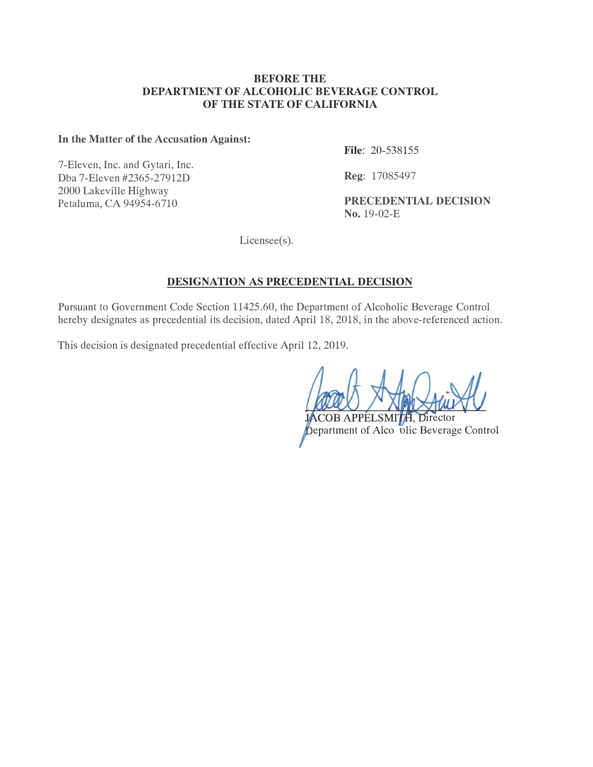**BEFORE THE**
**DEPARTMENT OF ALCOHOLIC BEVERAGE CONTROL**
**OF THE STATE OF CALIFORNIA**

**In the Matter of the Accusation Against:**

7-Eleven, Inc. and Gytari, Inc.
Dba 7-Eleven #2365-27912D
2000 Lakeville Highway
Petaluma, CA 94954-6710

**File**: 20-538155

**Reg**: 17085497

**PRECEDENTIAL DECISION**
**No.** 19-02-E

Licensee(s).

## DESIGNATION AS PRECEDENTIAL DECISION

Pursuant to Government Code Section 11425.60, the Department of Alcoholic Beverage Control hereby designates as precedential its decision, dated April 18, 2018, in the above-referenced action.

This decision is designated precedential effective April 12, 2019.

JACOB APPELSMITH, Director
Department of Alcoholic Beverage Control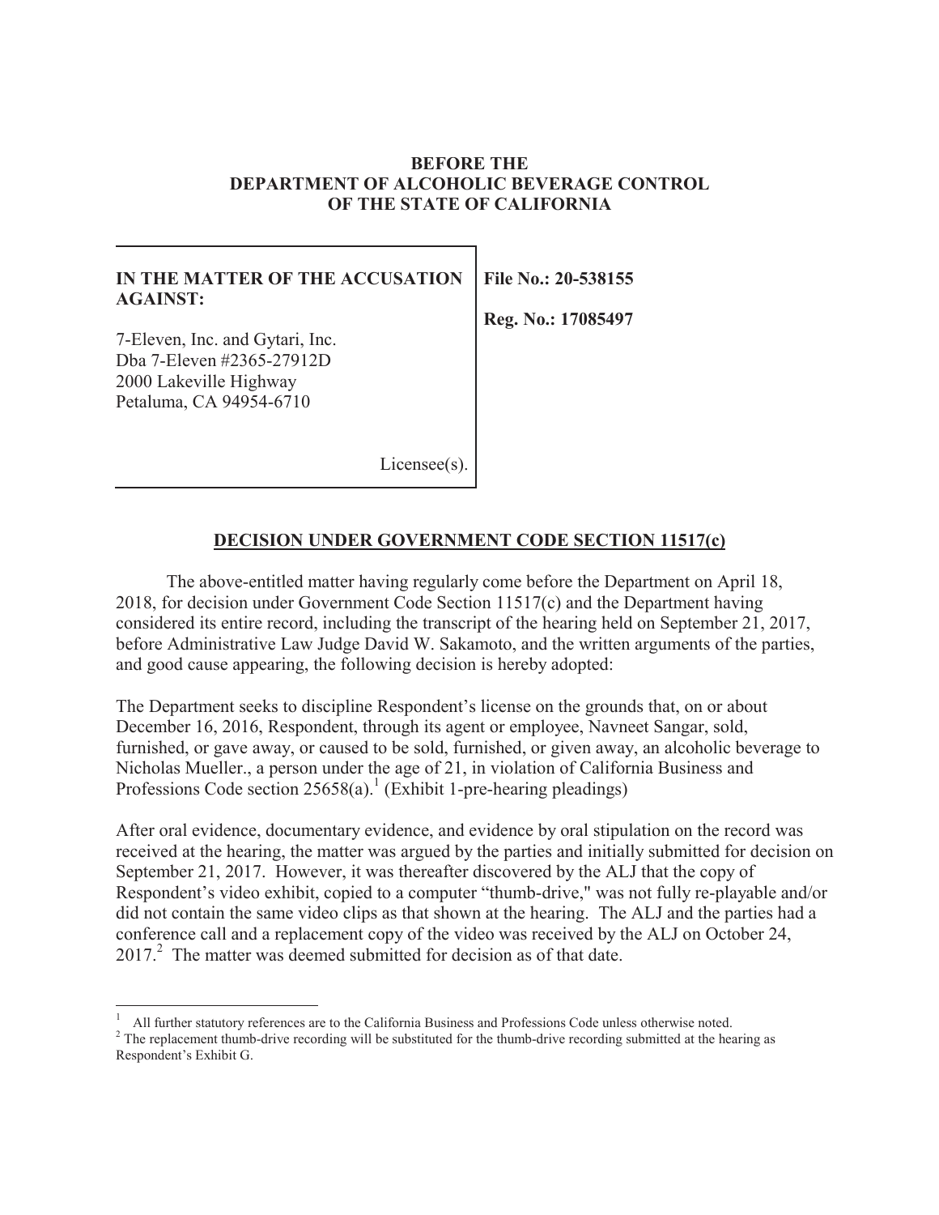**BEFORE THE**
**DEPARTMENT OF ALCOHOLIC BEVERAGE CONTROL**
**OF THE STATE OF CALIFORNIA**

| **IN THE MATTER OF THE ACCUSATION AGAINST:**<br><br>7-Eleven, Inc. and Gytari, Inc.<br>Dba 7-Eleven #2365-27912D<br>2000 Lakeville Highway<br>Petaluma, CA 94954-6710<br><br>Licensee(s). | **File No.: 20-538155**<br><br>**Reg. No.: 17085497** |
|---|---|

## DECISION UNDER GOVERNMENT CODE SECTION 11517(c)

The above-entitled matter having regularly come before the Department on April 18, 2018, for decision under Government Code Section 11517(c) and the Department having considered its entire record, including the transcript of the hearing held on September 21, 2017, before Administrative Law Judge David W. Sakamoto, and the written arguments of the parties, and good cause appearing, the following decision is hereby adopted:

The Department seeks to discipline Respondent's license on the grounds that, on or about December 16, 2016, Respondent, through its agent or employee, Navneet Sangar, sold, furnished, or gave away, or caused to be sold, furnished, or given away, an alcoholic beverage to Nicholas Mueller., a person under the age of 21, in violation of California Business and Professions Code section 25658(a).[1] (Exhibit 1-pre-hearing pleadings)

After oral evidence, documentary evidence, and evidence by oral stipulation on the record was received at the hearing, the matter was argued by the parties and initially submitted for decision on September 21, 2017. However, it was thereafter discovered by the ALJ that the copy of Respondent's video exhibit, copied to a computer "thumb-drive," was not fully re-playable and/or did not contain the same video clips as that shown at the hearing. The ALJ and the parties had a conference call and a replacement copy of the video was received by the ALJ on October 24, 2017.[2] The matter was deemed submitted for decision as of that date.

---

[1] All further statutory references are to the California Business and Professions Code unless otherwise noted.

[2] The replacement thumb-drive recording will be substituted for the thumb-drive recording submitted at the hearing as Respondent's Exhibit G.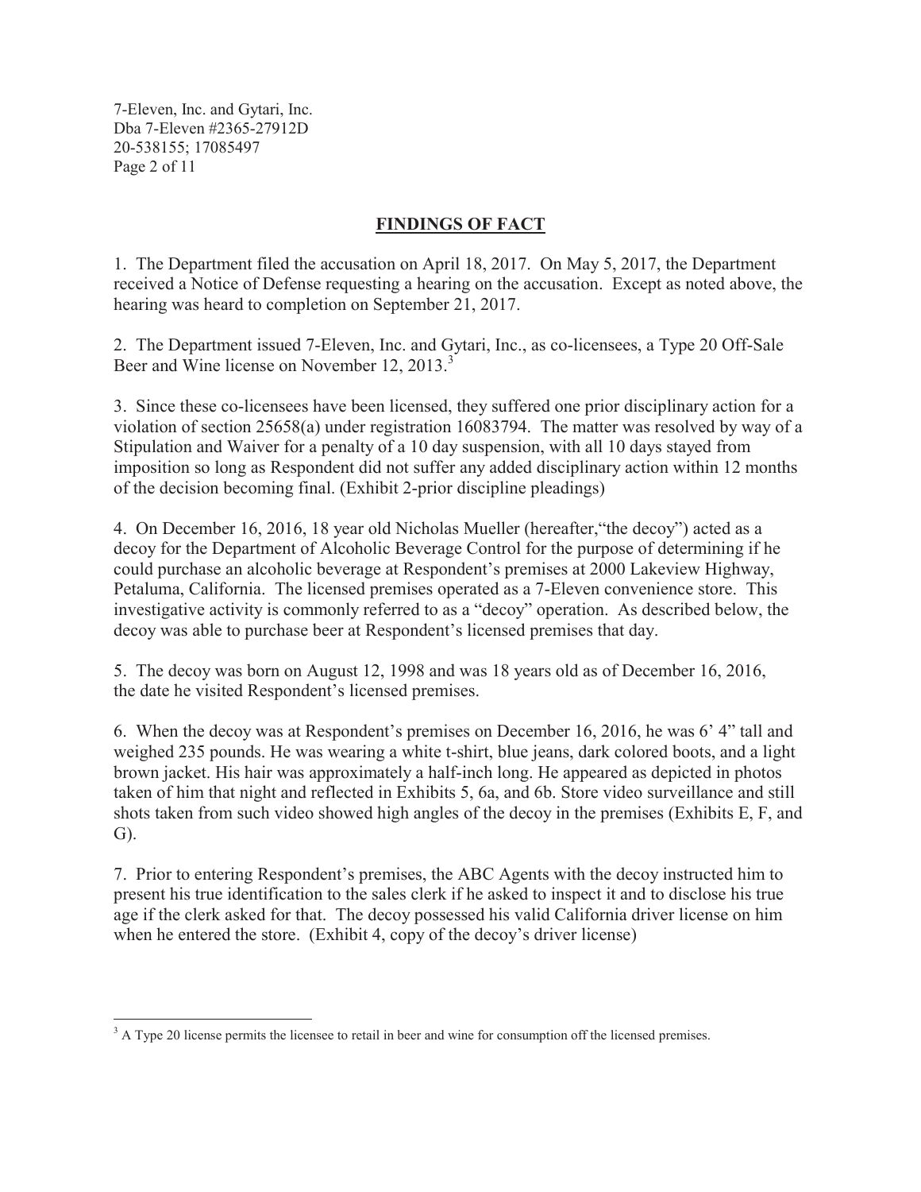## FINDINGS OF FACT

1. The Department filed the accusation on April 18, 2017. On May 5, 2017, the Department received a Notice of Defense requesting a hearing on the accusation. Except as noted above, the hearing was heard to completion on September 21, 2017.

2. The Department issued 7-Eleven, Inc. and Gytari, Inc., as co-licensees, a Type 20 Off-Sale Beer and Wine license on November 12, 2013.[3]

3. Since these co-licensees have been licensed, they suffered one prior disciplinary action for a violation of section 25658(a) under registration 16083794. The matter was resolved by way of a Stipulation and Waiver for a penalty of a 10 day suspension, with all 10 days stayed from imposition so long as Respondent did not suffer any added disciplinary action within 12 months of the decision becoming final. (Exhibit 2-prior discipline pleadings)

4. On December 16, 2016, 18 year old Nicholas Mueller (hereafter,"the decoy") acted as a decoy for the Department of Alcoholic Beverage Control for the purpose of determining if he could purchase an alcoholic beverage at Respondent's premises at 2000 Lakeview Highway, Petaluma, California. The licensed premises operated as a 7-Eleven convenience store. This investigative activity is commonly referred to as a "decoy" operation. As described below, the decoy was able to purchase beer at Respondent's licensed premises that day.

5. The decoy was born on August 12, 1998 and was 18 years old as of December 16, 2016, the date he visited Respondent's licensed premises.

6. When the decoy was at Respondent's premises on December 16, 2016, he was 6' 4" tall and weighed 235 pounds. He was wearing a white t-shirt, blue jeans, dark colored boots, and a light brown jacket. His hair was approximately a half-inch long. He appeared as depicted in photos taken of him that night and reflected in Exhibits 5, 6a, and 6b. Store video surveillance and still shots taken from such video showed high angles of the decoy in the premises (Exhibits E, F, and G).

7. Prior to entering Respondent's premises, the ABC Agents with the decoy instructed him to present his true identification to the sales clerk if he asked to inspect it and to disclose his true age if the clerk asked for that. The decoy possessed his valid California driver license on him when he entered the store. (Exhibit 4, copy of the decoy's driver license)

---

[3] A Type 20 license permits the licensee to retail in beer and wine for consumption off the licensed premises.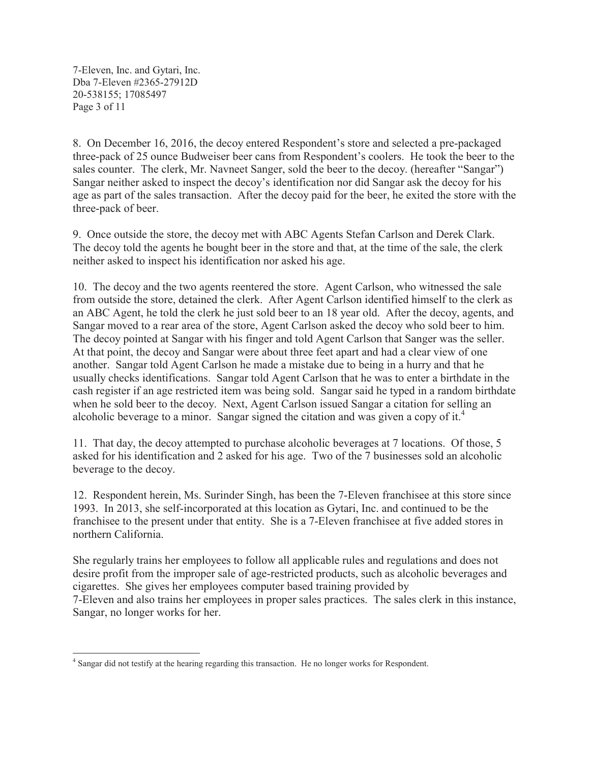8. On December 16, 2016, the decoy entered Respondent's store and selected a pre-packaged three-pack of 25 ounce Budweiser beer cans from Respondent's coolers. He took the beer to the sales counter. The clerk, Mr. Navneet Sanger, sold the beer to the decoy. (hereafter "Sangar") Sangar neither asked to inspect the decoy's identification nor did Sangar ask the decoy for his age as part of the sales transaction. After the decoy paid for the beer, he exited the store with the three-pack of beer.

9. Once outside the store, the decoy met with ABC Agents Stefan Carlson and Derek Clark. The decoy told the agents he bought beer in the store and that, at the time of the sale, the clerk neither asked to inspect his identification nor asked his age.

10. The decoy and the two agents reentered the store. Agent Carlson, who witnessed the sale from outside the store, detained the clerk. After Agent Carlson identified himself to the clerk as an ABC Agent, he told the clerk he just sold beer to an 18 year old. After the decoy, agents, and Sangar moved to a rear area of the store, Agent Carlson asked the decoy who sold beer to him. The decoy pointed at Sangar with his finger and told Agent Carlson that Sanger was the seller. At that point, the decoy and Sangar were about three feet apart and had a clear view of one another. Sangar told Agent Carlson he made a mistake due to being in a hurry and that he usually checks identifications. Sangar told Agent Carlson that he was to enter a birthdate in the cash register if an age restricted item was being sold. Sangar said he typed in a random birthdate when he sold beer to the decoy. Next, Agent Carlson issued Sangar a citation for selling an alcoholic beverage to a minor. Sangar signed the citation and was given a copy of it.[4]

11. That day, the decoy attempted to purchase alcoholic beverages at 7 locations. Of those, 5 asked for his identification and 2 asked for his age. Two of the 7 businesses sold an alcoholic beverage to the decoy.

12. Respondent herein, Ms. Surinder Singh, has been the 7-Eleven franchisee at this store since 1993. In 2013, she self-incorporated at this location as Gytari, Inc. and continued to be the franchisee to the present under that entity. She is a 7-Eleven franchisee at five added stores in northern California.

She regularly trains her employees to follow all applicable rules and regulations and does not desire profit from the improper sale of age-restricted products, such as alcoholic beverages and cigarettes. She gives her employees computer based training provided by 7-Eleven and also trains her employees in proper sales practices. The sales clerk in this instance, Sangar, no longer works for her.

---

[4] Sangar did not testify at the hearing regarding this transaction. He no longer works for Respondent.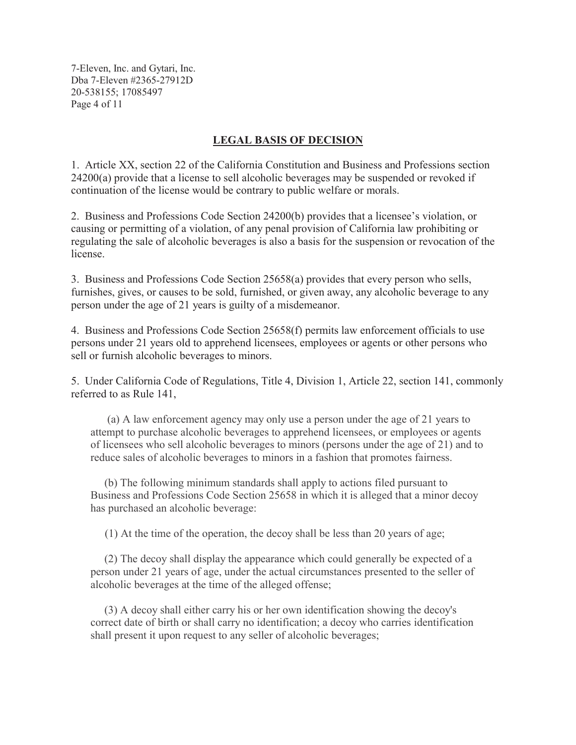## LEGAL BASIS OF DECISION

1. Article XX, section 22 of the California Constitution and Business and Professions section 24200(a) provide that a license to sell alcoholic beverages may be suspended or revoked if continuation of the license would be contrary to public welfare or morals.

2. Business and Professions Code Section 24200(b) provides that a licensee's violation, or causing or permitting of a violation, of any penal provision of California law prohibiting or regulating the sale of alcoholic beverages is also a basis for the suspension or revocation of the license.

3. Business and Professions Code Section 25658(a) provides that every person who sells, furnishes, gives, or causes to be sold, furnished, or given away, any alcoholic beverage to any person under the age of 21 years is guilty of a misdemeanor.

4. Business and Professions Code Section 25658(f) permits law enforcement officials to use persons under 21 years old to apprehend licensees, employees or agents or other persons who sell or furnish alcoholic beverages to minors.

5. Under California Code of Regulations, Title 4, Division 1, Article 22, section 141, commonly referred to as Rule 141,

> (a) A law enforcement agency may only use a person under the age of 21 years to attempt to purchase alcoholic beverages to apprehend licensees, or employees or agents of licensees who sell alcoholic beverages to minors (persons under the age of 21) and to reduce sales of alcoholic beverages to minors in a fashion that promotes fairness.
>
> (b) The following minimum standards shall apply to actions filed pursuant to Business and Professions Code Section 25658 in which it is alleged that a minor decoy has purchased an alcoholic beverage:
>
> (1) At the time of the operation, the decoy shall be less than 20 years of age;
>
> (2) The decoy shall display the appearance which could generally be expected of a person under 21 years of age, under the actual circumstances presented to the seller of alcoholic beverages at the time of the alleged offense;
>
> (3) A decoy shall either carry his or her own identification showing the decoy's correct date of birth or shall carry no identification; a decoy who carries identification shall present it upon request to any seller of alcoholic beverages;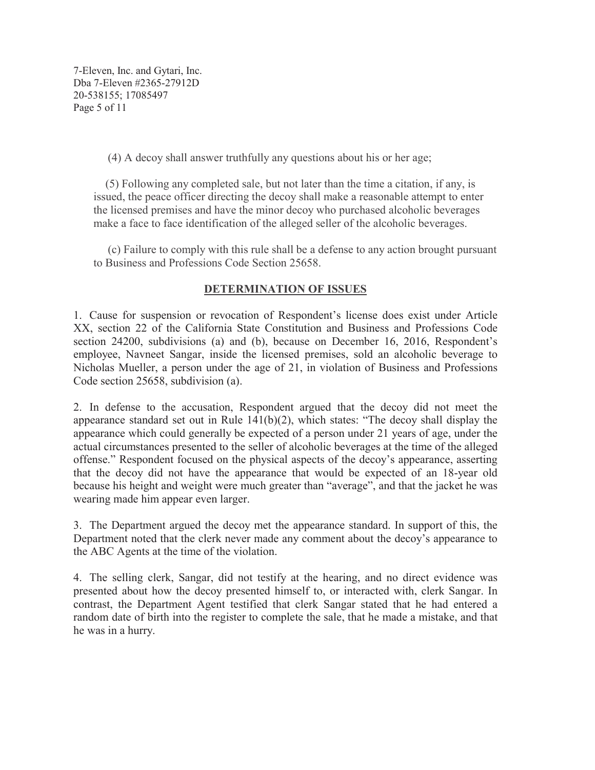(4) A decoy shall answer truthfully any questions about his or her age;

(5) Following any completed sale, but not later than the time a citation, if any, is issued, the peace officer directing the decoy shall make a reasonable attempt to enter the licensed premises and have the minor decoy who purchased alcoholic beverages make a face to face identification of the alleged seller of the alcoholic beverages.

(c) Failure to comply with this rule shall be a defense to any action brought pursuant to Business and Professions Code Section 25658.

## DETERMINATION OF ISSUES

1. Cause for suspension or revocation of Respondent's license does exist under Article XX, section 22 of the California State Constitution and Business and Professions Code section 24200, subdivisions (a) and (b), because on December 16, 2016, Respondent's employee, Navneet Sangar, inside the licensed premises, sold an alcoholic beverage to Nicholas Mueller, a person under the age of 21, in violation of Business and Professions Code section 25658, subdivision (a).

2. In defense to the accusation, Respondent argued that the decoy did not meet the appearance standard set out in Rule 141(b)(2), which states: "The decoy shall display the appearance which could generally be expected of a person under 21 years of age, under the actual circumstances presented to the seller of alcoholic beverages at the time of the alleged offense." Respondent focused on the physical aspects of the decoy's appearance, asserting that the decoy did not have the appearance that would be expected of an 18-year old because his height and weight were much greater than "average", and that the jacket he was wearing made him appear even larger.

3. The Department argued the decoy met the appearance standard. In support of this, the Department noted that the clerk never made any comment about the decoy's appearance to the ABC Agents at the time of the violation.

4. The selling clerk, Sangar, did not testify at the hearing, and no direct evidence was presented about how the decoy presented himself to, or interacted with, clerk Sangar. In contrast, the Department Agent testified that clerk Sangar stated that he had entered a random date of birth into the register to complete the sale, that he made a mistake, and that he was in a hurry.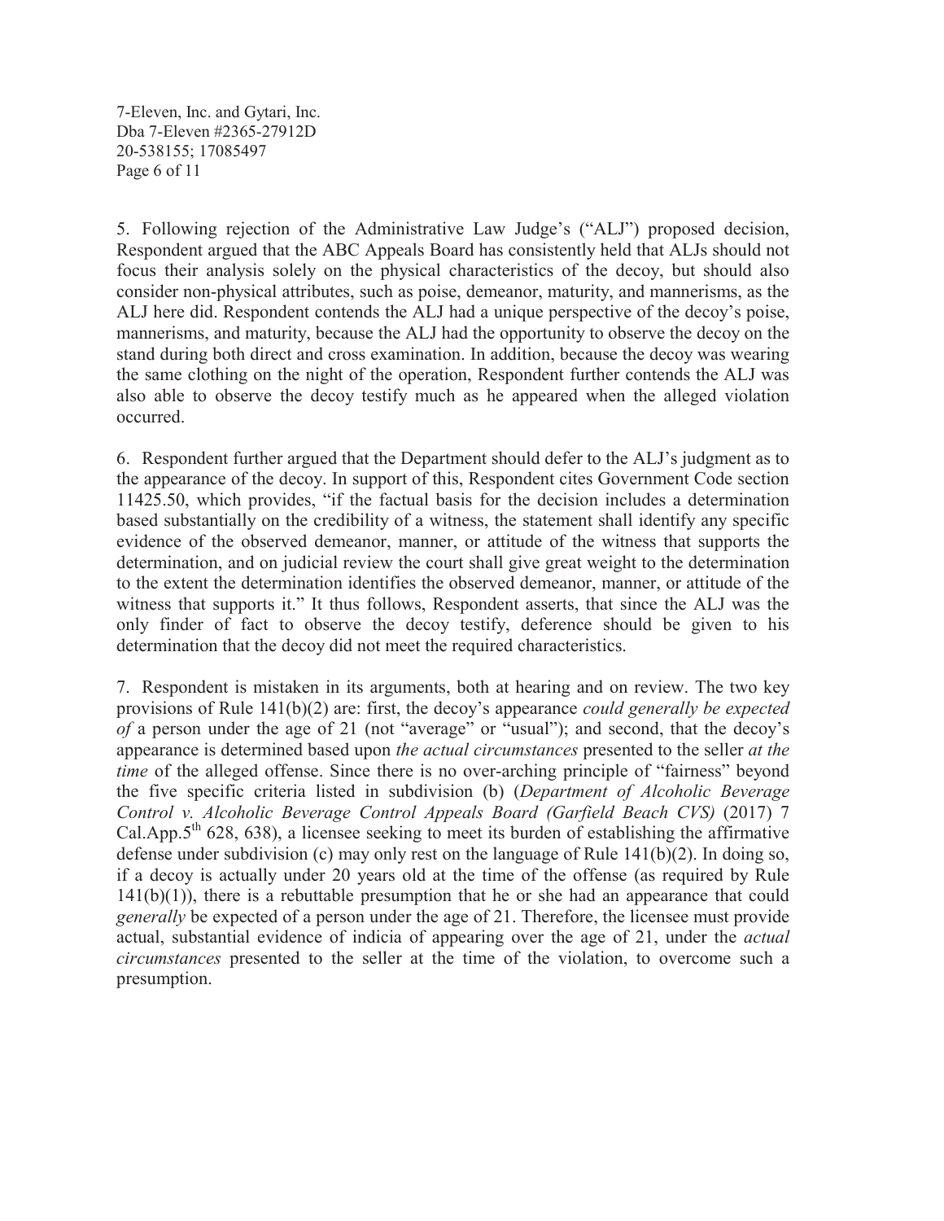5. Following rejection of the Administrative Law Judge's ("ALJ") proposed decision, Respondent argued that the ABC Appeals Board has consistently held that ALJs should not focus their analysis solely on the physical characteristics of the decoy, but should also consider non-physical attributes, such as poise, demeanor, maturity, and mannerisms, as the ALJ here did. Respondent contends the ALJ had a unique perspective of the decoy's poise, mannerisms, and maturity, because the ALJ had the opportunity to observe the decoy on the stand during both direct and cross examination. In addition, because the decoy was wearing the same clothing on the night of the operation, Respondent further contends the ALJ was also able to observe the decoy testify much as he appeared when the alleged violation occurred.

6. Respondent further argued that the Department should defer to the ALJ's judgment as to the appearance of the decoy. In support of this, Respondent cites Government Code section 11425.50, which provides, "if the factual basis for the decision includes a determination based substantially on the credibility of a witness, the statement shall identify any specific evidence of the observed demeanor, manner, or attitude of the witness that supports the determination, and on judicial review the court shall give great weight to the determination to the extent the determination identifies the observed demeanor, manner, or attitude of the witness that supports it." It thus follows, Respondent asserts, that since the ALJ was the only finder of fact to observe the decoy testify, deference should be given to his determination that the decoy did not meet the required characteristics.

7. Respondent is mistaken in its arguments, both at hearing and on review. The two key provisions of Rule 141(b)(2) are: first, the decoy's appearance *could generally be expected of* a person under the age of 21 (not "average" or "usual"); and second, that the decoy's appearance is determined based upon *the actual circumstances* presented to the seller *at the time* of the alleged offense. Since there is no over-arching principle of "fairness" beyond the five specific criteria listed in subdivision (b) (*Department of Alcoholic Beverage Control v. Alcoholic Beverage Control Appeals Board (Garfield Beach CVS)* (2017) 7 Cal.App.5th 628, 638), a licensee seeking to meet its burden of establishing the affirmative defense under subdivision (c) may only rest on the language of Rule 141(b)(2). In doing so, if a decoy is actually under 20 years old at the time of the offense (as required by Rule 141(b)(1)), there is a rebuttable presumption that he or she had an appearance that could *generally* be expected of a person under the age of 21. Therefore, the licensee must provide actual, substantial evidence of indicia of appearing over the age of 21, under the *actual circumstances* presented to the seller at the time of the violation, to overcome such a presumption.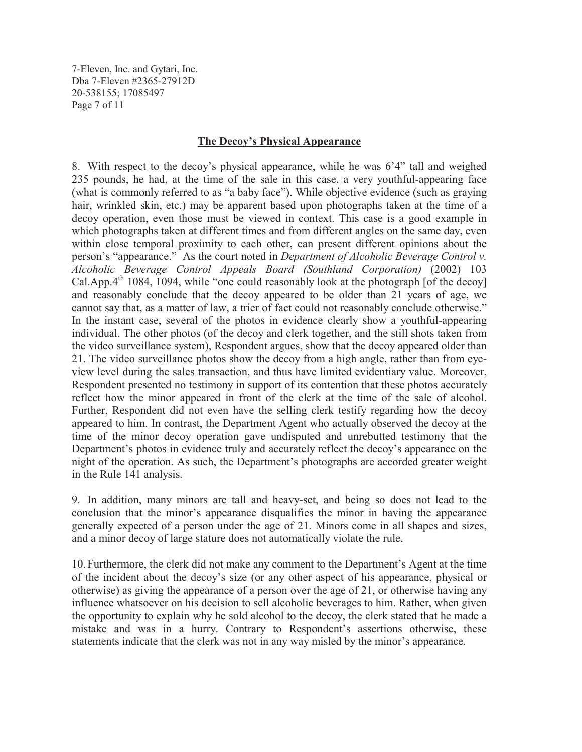## The Decoy's Physical Appearance

8. With respect to the decoy's physical appearance, while he was 6'4" tall and weighed 235 pounds, he had, at the time of the sale in this case, a very youthful-appearing face (what is commonly referred to as "a baby face"). While objective evidence (such as graying hair, wrinkled skin, etc.) may be apparent based upon photographs taken at the time of a decoy operation, even those must be viewed in context. This case is a good example in which photographs taken at different times and from different angles on the same day, even within close temporal proximity to each other, can present different opinions about the person's "appearance." As the court noted in *Department of Alcoholic Beverage Control v. Alcoholic Beverage Control Appeals Board (Southland Corporation)* (2002) 103 Cal.App.4th 1084, 1094, while "one could reasonably look at the photograph [of the decoy] and reasonably conclude that the decoy appeared to be older than 21 years of age, we cannot say that, as a matter of law, a trier of fact could not reasonably conclude otherwise." In the instant case, several of the photos in evidence clearly show a youthful-appearing individual. The other photos (of the decoy and clerk together, and the still shots taken from the video surveillance system), Respondent argues, show that the decoy appeared older than 21. The video surveillance photos show the decoy from a high angle, rather than from eye-view level during the sales transaction, and thus have limited evidentiary value. Moreover, Respondent presented no testimony in support of its contention that these photos accurately reflect how the minor appeared in front of the clerk at the time of the sale of alcohol. Further, Respondent did not even have the selling clerk testify regarding how the decoy appeared to him. In contrast, the Department Agent who actually observed the decoy at the time of the minor decoy operation gave undisputed and unrebutted testimony that the Department's photos in evidence truly and accurately reflect the decoy's appearance on the night of the operation. As such, the Department's photographs are accorded greater weight in the Rule 141 analysis.

9. In addition, many minors are tall and heavy-set, and being so does not lead to the conclusion that the minor's appearance disqualifies the minor in having the appearance generally expected of a person under the age of 21. Minors come in all shapes and sizes, and a minor decoy of large stature does not automatically violate the rule.

10. Furthermore, the clerk did not make any comment to the Department's Agent at the time of the incident about the decoy's size (or any other aspect of his appearance, physical or otherwise) as giving the appearance of a person over the age of 21, or otherwise having any influence whatsoever on his decision to sell alcoholic beverages to him. Rather, when given the opportunity to explain why he sold alcohol to the decoy, the clerk stated that he made a mistake and was in a hurry. Contrary to Respondent's assertions otherwise, these statements indicate that the clerk was not in any way misled by the minor's appearance.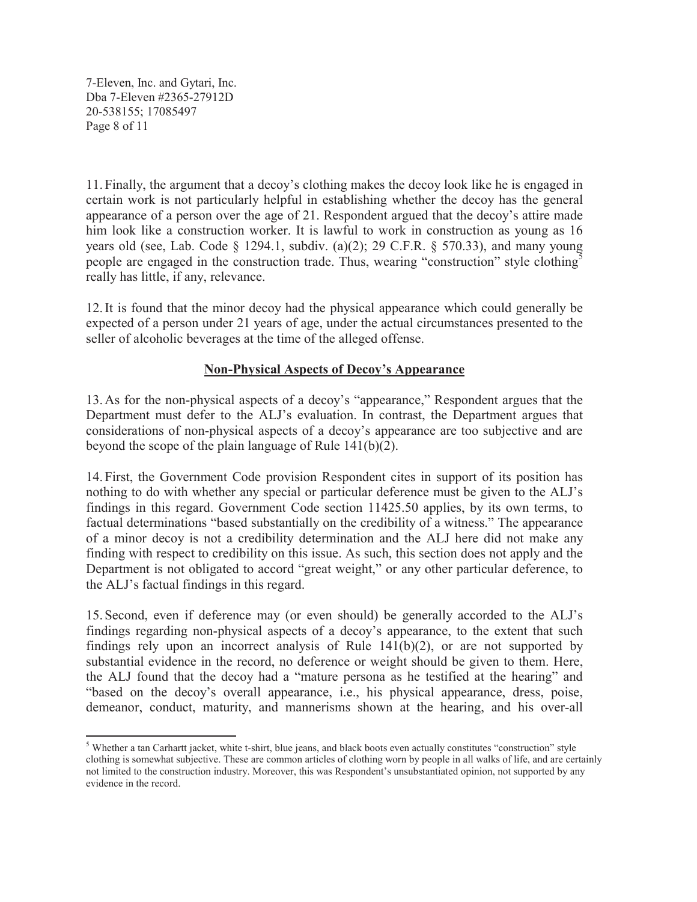11. Finally, the argument that a decoy's clothing makes the decoy look like he is engaged in certain work is not particularly helpful in establishing whether the decoy has the general appearance of a person over the age of 21. Respondent argued that the decoy's attire made him look like a construction worker. It is lawful to work in construction as young as 16 years old (see, Lab. Code § 1294.1, subdiv. (a)(2); 29 C.F.R. § 570.33), and many young people are engaged in the construction trade. Thus, wearing "construction" style clothing[5] really has little, if any, relevance.

12. It is found that the minor decoy had the physical appearance which could generally be expected of a person under 21 years of age, under the actual circumstances presented to the seller of alcoholic beverages at the time of the alleged offense.

## Non-Physical Aspects of Decoy's Appearance

13. As for the non-physical aspects of a decoy's "appearance," Respondent argues that the Department must defer to the ALJ's evaluation. In contrast, the Department argues that considerations of non-physical aspects of a decoy's appearance are too subjective and are beyond the scope of the plain language of Rule 141(b)(2).

14. First, the Government Code provision Respondent cites in support of its position has nothing to do with whether any special or particular deference must be given to the ALJ's findings in this regard. Government Code section 11425.50 applies, by its own terms, to factual determinations "based substantially on the credibility of a witness." The appearance of a minor decoy is not a credibility determination and the ALJ here did not make any finding with respect to credibility on this issue. As such, this section does not apply and the Department is not obligated to accord "great weight," or any other particular deference, to the ALJ's factual findings in this regard.

15. Second, even if deference may (or even should) be generally accorded to the ALJ's findings regarding non-physical aspects of a decoy's appearance, to the extent that such findings rely upon an incorrect analysis of Rule 141(b)(2), or are not supported by substantial evidence in the record, no deference or weight should be given to them. Here, the ALJ found that the decoy had a "mature persona as he testified at the hearing" and "based on the decoy's overall appearance, i.e., his physical appearance, dress, poise, demeanor, conduct, maturity, and mannerisms shown at the hearing, and his over-all

---

[5] Whether a tan Carhartt jacket, white t-shirt, blue jeans, and black boots even actually constitutes "construction" style clothing is somewhat subjective. These are common articles of clothing worn by people in all walks of life, and are certainly not limited to the construction industry. Moreover, this was Respondent's unsubstantiated opinion, not supported by any evidence in the record.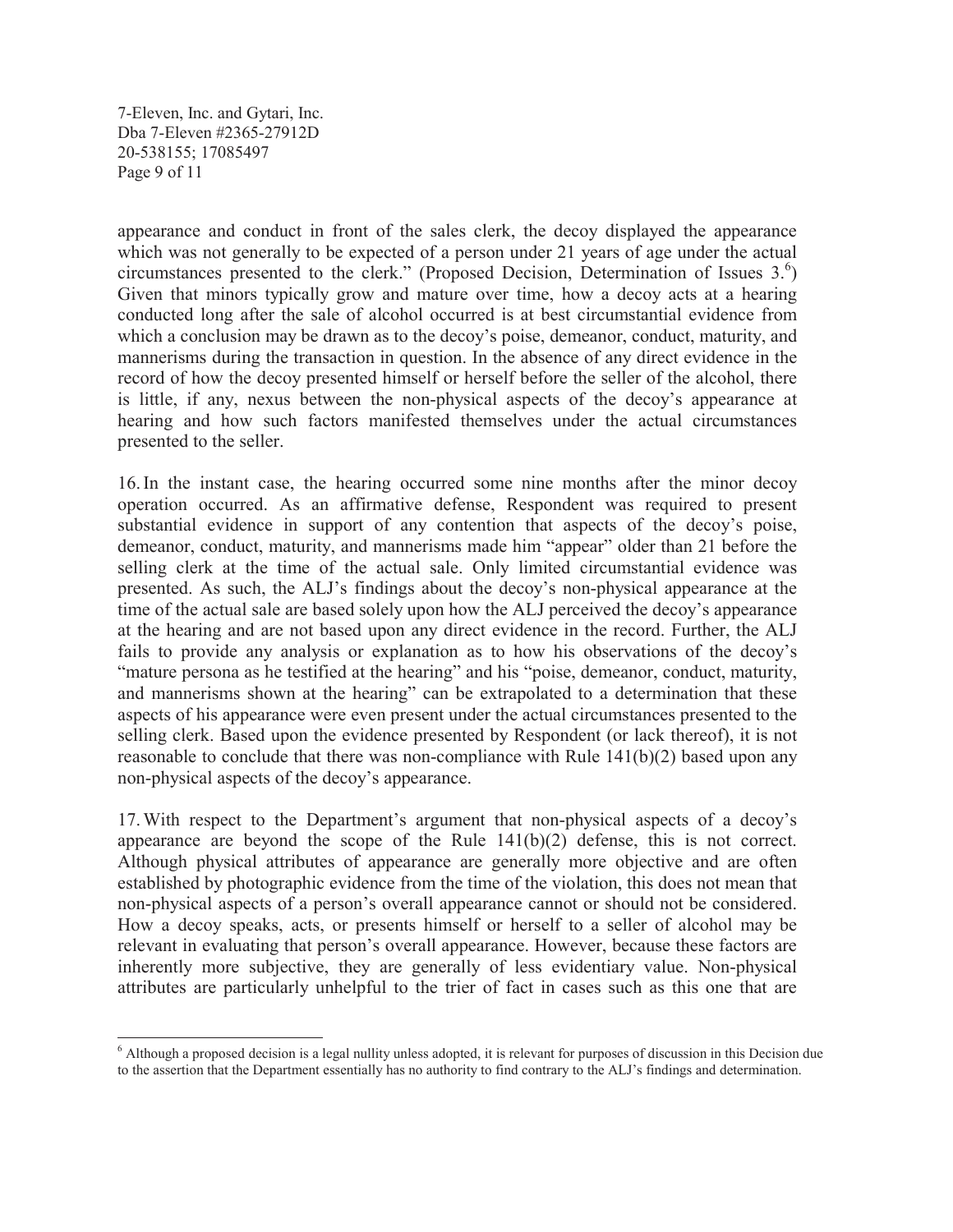appearance and conduct in front of the sales clerk, the decoy displayed the appearance which was not generally to be expected of a person under 21 years of age under the actual circumstances presented to the clerk." (Proposed Decision, Determination of Issues 3.[6]) Given that minors typically grow and mature over time, how a decoy acts at a hearing conducted long after the sale of alcohol occurred is at best circumstantial evidence from which a conclusion may be drawn as to the decoy's poise, demeanor, conduct, maturity, and mannerisms during the transaction in question. In the absence of any direct evidence in the record of how the decoy presented himself or herself before the seller of the alcohol, there is little, if any, nexus between the non-physical aspects of the decoy's appearance at hearing and how such factors manifested themselves under the actual circumstances presented to the seller.

16. In the instant case, the hearing occurred some nine months after the minor decoy operation occurred. As an affirmative defense, Respondent was required to present substantial evidence in support of any contention that aspects of the decoy's poise, demeanor, conduct, maturity, and mannerisms made him "appear" older than 21 before the selling clerk at the time of the actual sale. Only limited circumstantial evidence was presented. As such, the ALJ's findings about the decoy's non-physical appearance at the time of the actual sale are based solely upon how the ALJ perceived the decoy's appearance at the hearing and are not based upon any direct evidence in the record. Further, the ALJ fails to provide any analysis or explanation as to how his observations of the decoy's "mature persona as he testified at the hearing" and his "poise, demeanor, conduct, maturity, and mannerisms shown at the hearing" can be extrapolated to a determination that these aspects of his appearance were even present under the actual circumstances presented to the selling clerk. Based upon the evidence presented by Respondent (or lack thereof), it is not reasonable to conclude that there was non-compliance with Rule 141(b)(2) based upon any non-physical aspects of the decoy's appearance.

17. With respect to the Department's argument that non-physical aspects of a decoy's appearance are beyond the scope of the Rule 141(b)(2) defense, this is not correct. Although physical attributes of appearance are generally more objective and are often established by photographic evidence from the time of the violation, this does not mean that non-physical aspects of a person's overall appearance cannot or should not be considered. How a decoy speaks, acts, or presents himself or herself to a seller of alcohol may be relevant in evaluating that person's overall appearance. However, because these factors are inherently more subjective, they are generally of less evidentiary value. Non-physical attributes are particularly unhelpful to the trier of fact in cases such as this one that are

[6] Although a proposed decision is a legal nullity unless adopted, it is relevant for purposes of discussion in this Decision due to the assertion that the Department essentially has no authority to find contrary to the ALJ's findings and determination.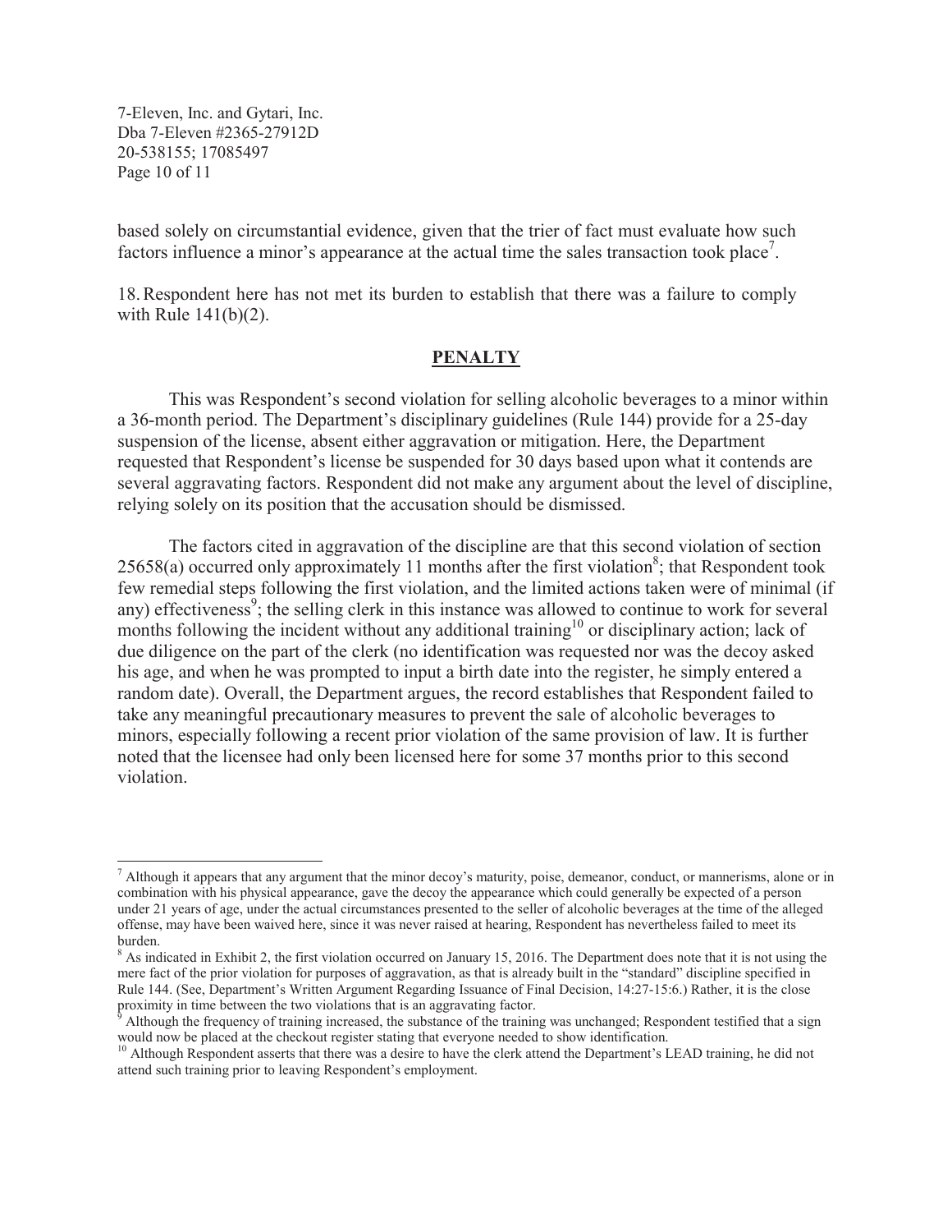based solely on circumstantial evidence, given that the trier of fact must evaluate how such factors influence a minor's appearance at the actual time the sales transaction took place[7].

18. Respondent here has not met its burden to establish that there was a failure to comply with Rule 141(b)(2).

## PENALTY

This was Respondent's second violation for selling alcoholic beverages to a minor within a 36-month period. The Department's disciplinary guidelines (Rule 144) provide for a 25-day suspension of the license, absent either aggravation or mitigation. Here, the Department requested that Respondent's license be suspended for 30 days based upon what it contends are several aggravating factors. Respondent did not make any argument about the level of discipline, relying solely on its position that the accusation should be dismissed.

The factors cited in aggravation of the discipline are that this second violation of section 25658(a) occurred only approximately 11 months after the first violation[8]; that Respondent took few remedial steps following the first violation, and the limited actions taken were of minimal (if any) effectiveness[9]; the selling clerk in this instance was allowed to continue to work for several months following the incident without any additional training[10] or disciplinary action; lack of due diligence on the part of the clerk (no identification was requested nor was the decoy asked his age, and when he was prompted to input a birth date into the register, he simply entered a random date). Overall, the Department argues, the record establishes that Respondent failed to take any meaningful precautionary measures to prevent the sale of alcoholic beverages to minors, especially following a recent prior violation of the same provision of law. It is further noted that the licensee had only been licensed here for some 37 months prior to this second violation.

---

[7] Although it appears that any argument that the minor decoy's maturity, poise, demeanor, conduct, or mannerisms, alone or in combination with his physical appearance, gave the decoy the appearance which could generally be expected of a person under 21 years of age, under the actual circumstances presented to the seller of alcoholic beverages at the time of the alleged offense, may have been waived here, since it was never raised at hearing, Respondent has nevertheless failed to meet its burden.

[8] As indicated in Exhibit 2, the first violation occurred on January 15, 2016. The Department does note that it is not using the mere fact of the prior violation for purposes of aggravation, as that is already built in the "standard" discipline specified in Rule 144. (See, Department's Written Argument Regarding Issuance of Final Decision, 14:27-15:6.) Rather, it is the close proximity in time between the two violations that is an aggravating factor.

[9] Although the frequency of training increased, the substance of the training was unchanged; Respondent testified that a sign would now be placed at the checkout register stating that everyone needed to show identification.

[10] Although Respondent asserts that there was a desire to have the clerk attend the Department's LEAD training, he did not attend such training prior to leaving Respondent's employment.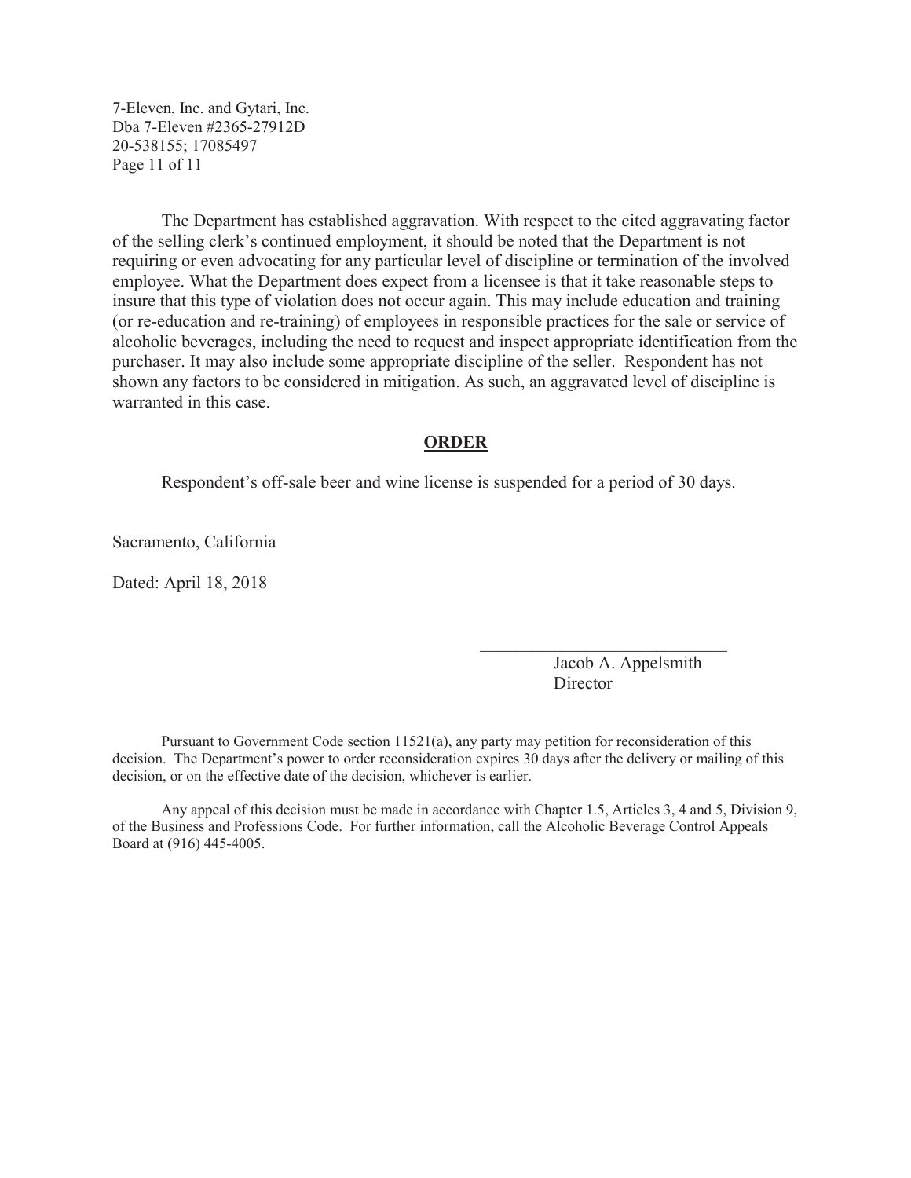The Department has established aggravation. With respect to the cited aggravating factor of the selling clerk's continued employment, it should be noted that the Department is not requiring or even advocating for any particular level of discipline or termination of the involved employee. What the Department does expect from a licensee is that it take reasonable steps to insure that this type of violation does not occur again. This may include education and training (or re-education and re-training) of employees in responsible practices for the sale or service of alcoholic beverages, including the need to request and inspect appropriate identification from the purchaser. It may also include some appropriate discipline of the seller. Respondent has not shown any factors to be considered in mitigation. As such, an aggravated level of discipline is warranted in this case.

## **ORDER**

Respondent's off-sale beer and wine license is suspended for a period of 30 days.

Sacramento, California

Dated: April 18, 2018

\_\_\_\_\_\_\_\_\_\_\_\_\_\_\_\_\_\_\_\_\_\_\_\_\_\_\_\_\_\_

Jacob A. Appelsmith
Director

Pursuant to Government Code section 11521(a), any party may petition for reconsideration of this decision. The Department's power to order reconsideration expires 30 days after the delivery or mailing of this decision, or on the effective date of the decision, whichever is earlier.

Any appeal of this decision must be made in accordance with Chapter 1.5, Articles 3, 4 and 5, Division 9, of the Business and Professions Code. For further information, call the Alcoholic Beverage Control Appeals Board at (916) 445-4005.